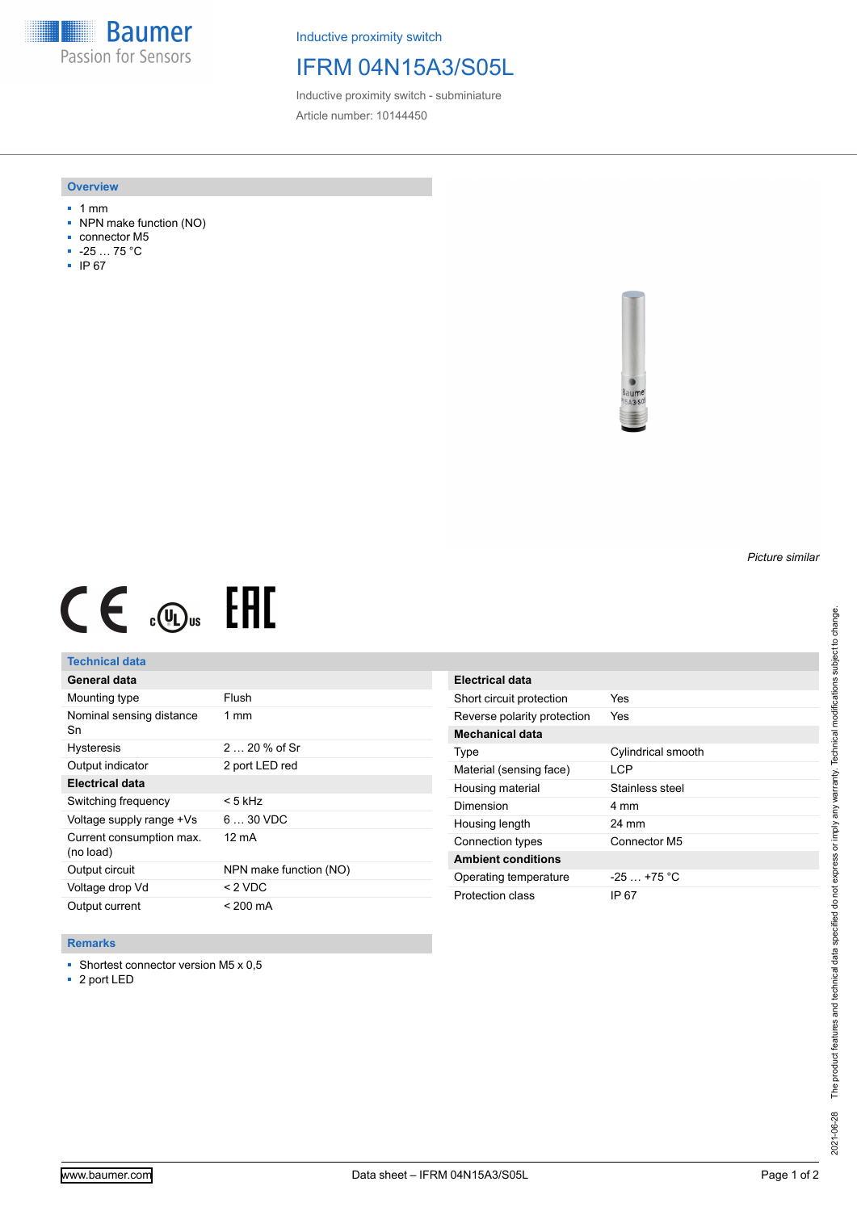Inductive proximity switch

# IFRM 04N15A3/S05L

Inductive proximity switch - subminiature

Article number: 10144450

## Overview

- 1 mm
- NPN make function (NO)
- connector M5
- -25 … 75 °C
- IP 67

*Picture similar*

## Technical data

| General data | |
|---|---|
| Mounting type | Flush |
| Nominal sensing distance Sn | 1 mm |
| Hysteresis | 2 … 20 % of Sr |
| Output indicator | 2 port LED red |

| Electrical data | |
|---|---|
| Switching frequency | < 5 kHz |
| Voltage supply range +Vs | 6 … 30 VDC |
| Current consumption max. (no load) | 12 mA |
| Output circuit | NPN make function (NO) |
| Voltage drop Vd | < 2 VDC |
| Output current | < 200 mA |
| Short circuit protection | Yes |
| Reverse polarity protection | Yes |

| Mechanical data | |
|---|---|
| Type | Cylindrical smooth |
| Material (sensing face) | LCP |
| Housing material | Stainless steel |
| Dimension | 4 mm |
| Housing length | 24 mm |
| Connection types | Connector M5 |

| Ambient conditions | |
|---|---|
| Operating temperature | -25 … +75 °C |
| Protection class | IP 67 |

## Remarks

- Shortest connector version M5 x 0,5
- 2 port LED

2021-06-28 The product features and technical data specified do not express or imply any warranty. Technical modifications subject to change.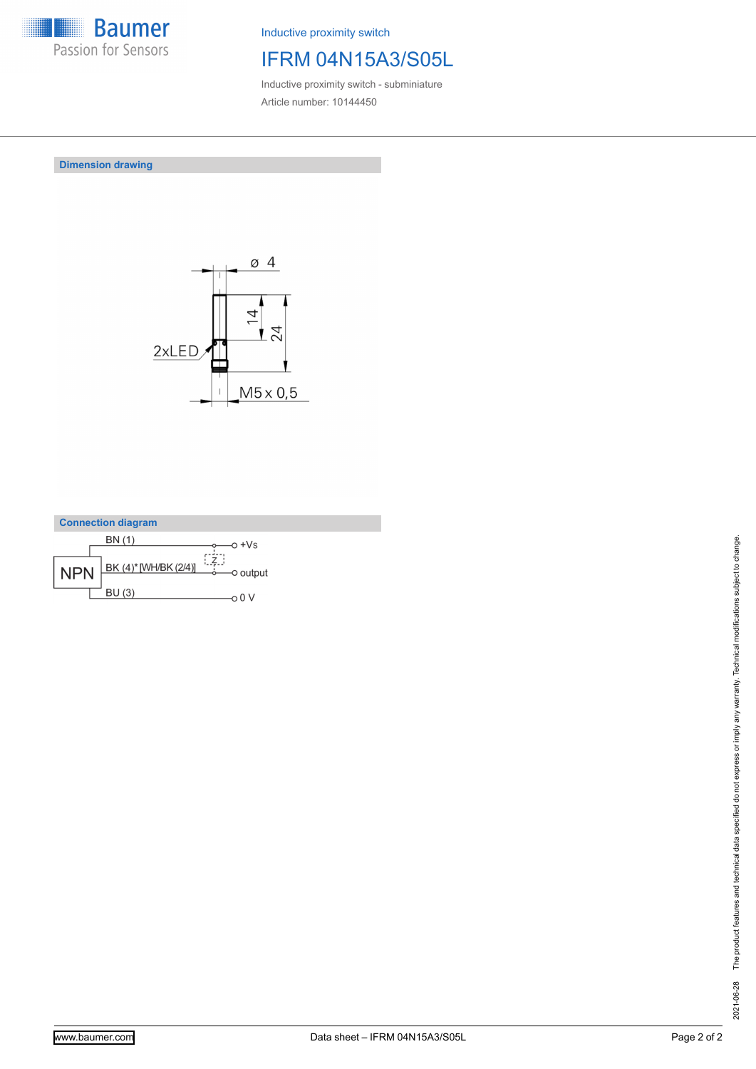Inductive proximity switch

# IFRM 04N15A3/S05L

Inductive proximity switch - subminiature

Article number: 10144450

## Dimension drawing

ø 4

14

24

2xLED

M5 x 0,5

## Connection diagram

NPN

BN (1) +Vs

BK (4)* [WH/BK (2/4)] Z output

BU (3) 0 V

2021-06-28 The product features and technical data specified do not express or imply any warranty. Technical modifications subject to change.

www.baumer.com

Data sheet – IFRM 04N15A3/S05L